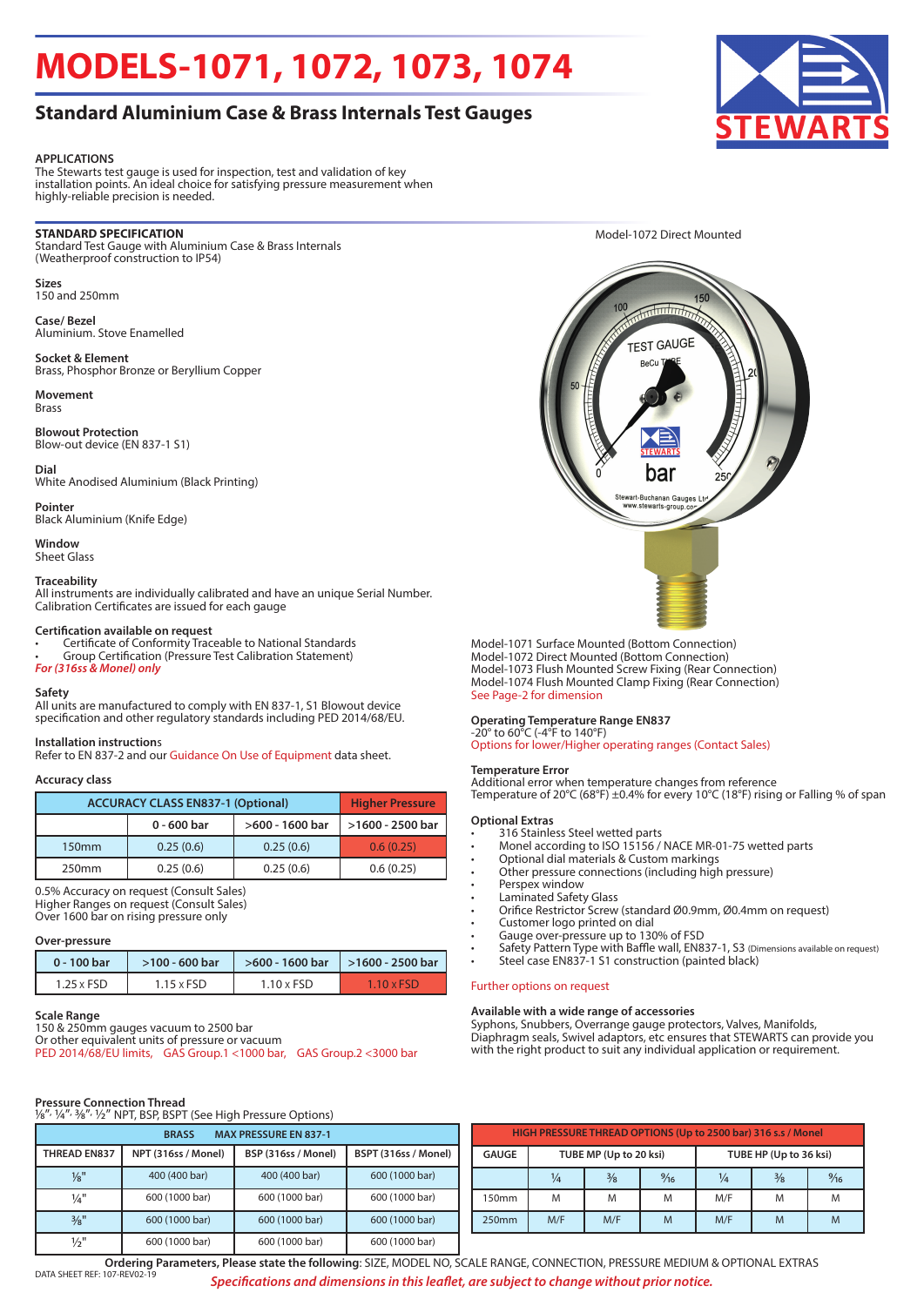# MODELS-1071, 1072, 1073, 1074

## Standard Aluminium Case & Brass Internals Test Gauges

**APPLICATIONS**
The Stewarts test gauge is used for inspection, test and validation of key installation points. An ideal choice for satisfying pressure measurement when highly-reliable precision is needed.

**STANDARD SPECIFICATION**
Standard Test Gauge with Aluminium Case & Brass Internals
(Weatherproof construction to IP54)

**Sizes**
150 and 250mm

**Case/ Bezel**
Aluminium. Stove Enamelled

**Socket & Element**
Brass, Phosphor Bronze or Beryllium Copper

**Movement**
Brass

**Blowout Protection**
Blow-out device (EN 837-1 S1)

**Dial**
White Anodised Aluminium (Black Printing)

**Pointer**
Black Aluminium (Knife Edge)

**Window**
Sheet Glass

**Traceability**
All instruments are individually calibrated and have an unique Serial Number. Calibration Certificates are issued for each gauge

**Certification available on request**
- Certificate of Conformity Traceable to National Standards
- Group Certification (Pressure Test Calibration Statement)

*For (316ss & Monel) only*

**Safety**
All units are manufactured to comply with EN 837-1, S1 Blowout device specification and other regulatory standards including PED 2014/68/EU.

**Installation instructions**
Refer to EN 837-2 and our Guidance On Use of Equipment data sheet.

**Accuracy class**

| ACCURACY CLASS EN837-1 (Optional) | | | Higher Pressure |
|---|---|---|---|
| | 0 - 600 bar | >600 - 1600 bar | >1600 - 2500 bar |
| 150mm | 0.25 (0.6) | 0.25 (0.6) | 0.6 (0.25) |
| 250mm | 0.25 (0.6) | 0.25 (0.6) | 0.6 (0.25) |

0.5% Accuracy on request (Consult Sales)
Higher Ranges on request (Consult Sales)
Over 1600 bar on rising pressure only

**Over-pressure**

| 0 - 100 bar | >100 - 600 bar | >600 - 1600 bar | >1600 - 2500 bar |
|---|---|---|---|
| 1.25 x FSD | 1.15 x FSD | 1.10 x FSD | 1.10 x FSD |

**Scale Range**
150 & 250mm gauges vacuum to 2500 bar
Or other equivalent units of pressure or vacuum
PED 2014/68/EU limits, GAS Group.1 <1000 bar, GAS Group.2 <3000 bar

Model-1072 Direct Mounted

Model-1071 Surface Mounted (Bottom Connection)
Model-1072 Direct Mounted (Bottom Connection)
Model-1073 Flush Mounted Screw Fixing (Rear Connection)
Model-1074 Flush Mounted Clamp Fixing (Rear Connection)
See Page-2 for dimension

**Operating Temperature Range EN837**
-20° to 60°C (-4°F to 140°F)
Options for lower/Higher operating ranges (Contact Sales)

**Temperature Error**
Additional error when temperature changes from reference Temperature of 20°C (68°F) ±0.4% for every 10°C (18°F) rising or Falling % of span

**Optional Extras**
- 316 Stainless Steel wetted parts
- Monel according to ISO 15156 / NACE MR-01-75 wetted parts
- Optional dial materials & Custom markings
- Other pressure connections (including high pressure)
- Perspex window
- Laminated Safety Glass
- Orifice Restrictor Screw (standard Ø0.9mm, Ø0.4mm on request)
- Customer logo printed on dial
- Gauge over-pressure up to 130% of FSD
- Safety Pattern Type with Baffle wall, EN837-1, S3 (Dimensions available on request)
- Steel case EN837-1 S1 construction (painted black)

Further options on request

**Available with a wide range of accessories**
Syphons, Snubbers, Overrange gauge protectors, Valves, Manifolds, Diaphragm seals, Swivel adaptors, etc ensures that STEWARTS can provide you with the right product to suit any individual application or requirement.

**Pressure Connection Thread**
⅛", ¼", ⅜", ½" NPT, BSP, BSPT (See High Pressure Options)

| BRASS MAX PRESSURE EN 837-1 | | | |
|---|---|---|---|
| THREAD EN837 | NPT (316ss / Monel) | BSP (316ss / Monel) | BSPT (316ss / Monel) |
| ⅛" | 400 (400 bar) | 400 (400 bar) | 600 (1000 bar) |
| ¼" | 600 (1000 bar) | 600 (1000 bar) | 600 (1000 bar) |
| ⅜" | 600 (1000 bar) | 600 (1000 bar) | 600 (1000 bar) |
| ½" | 600 (1000 bar) | 600 (1000 bar) | 600 (1000 bar) |

| HIGH PRESSURE THREAD OPTIONS (Up to 2500 bar) 316 s.s / Monel | | | | | | |
|---|---|---|---|---|---|---|
| GAUGE | TUBE MP (Up to 20 ksi) | | | TUBE HP (Up to 36 ksi) | | |
| | ¼ | ⅜ | 9/16 | ¼ | ⅜ | 9/16 |
| 150mm | M | M | M | M/F | M | M |
| 250mm | M/F | M/F | M | M/F | M | M |

**Ordering Parameters, Please state the following**: SIZE, MODEL NO, SCALE RANGE, CONNECTION, PRESSURE MEDIUM & OPTIONAL EXTRAS

DATA SHEET REF: 107-REV02-19

*Specifications and dimensions in this leaflet, are subject to change without prior notice.*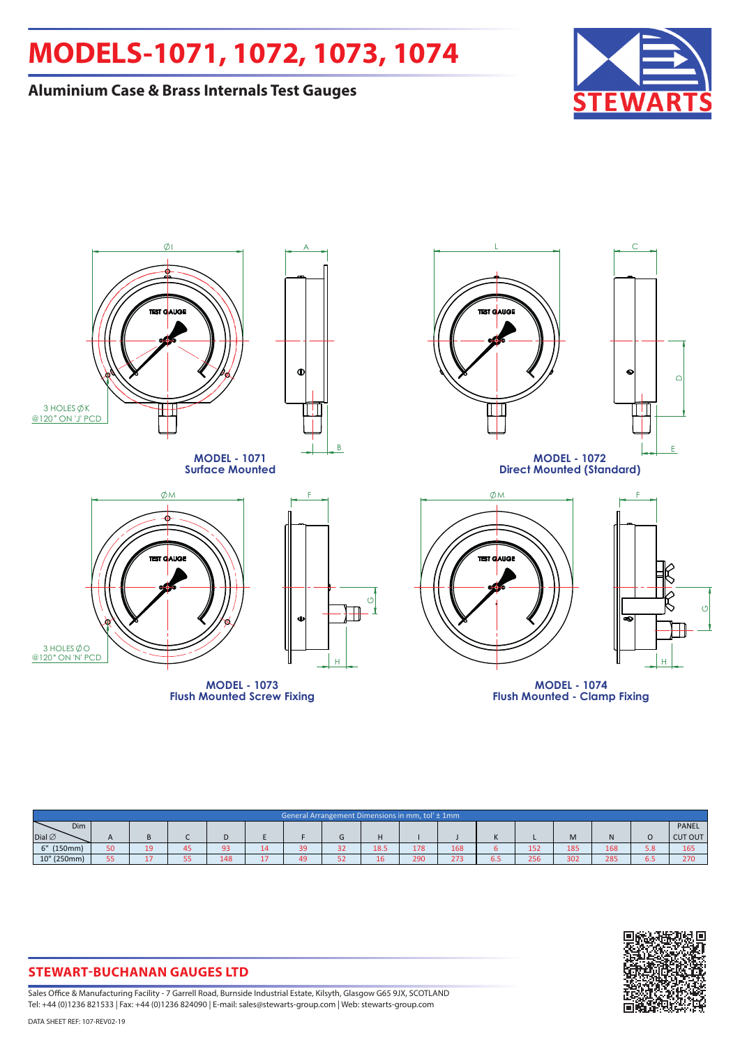# MODELS-1071, 1072, 1073, 1074

## Aluminium Case & Brass Internals Test Gauges

ØI

A

B

3 HOLES ØK
@120° ON 'J' PCD

**MODEL - 1071**
**Surface Mounted**

L

C

D

E

**MODEL - 1072**
**Direct Mounted (Standard)**

ØM

F

G

H

3 HOLES ØO
@120° ON 'N' PCD

**MODEL - 1073**
**Flush Mounted Screw Fixing**

ØM

F

G

H

**MODEL - 1074**
**Flush Mounted - Clamp Fixing**

| General Arrangement Dimensions in mm, tol' ± 1mm | | | | | | | | | | | | | | | | |
|---|---|---|---|---|---|---|---|---|---|---|---|---|---|---|---|---|
| Dim / Dial Ø | A | B | C | D | E | F | G | H | I | J | K | L | M | N | O | PANEL CUT OUT |
| 6" (150mm) | 50 | 19 | 45 | 93 | 14 | 39 | 32 | 18.5 | 178 | 168 | 6 | 152 | 185 | 168 | 5.8 | 165 |
| 10" (250mm) | 55 | 17 | 55 | 148 | 17 | 49 | 52 | 16 | 290 | 273 | 6.5 | 256 | 302 | 285 | 6.5 | 270 |

## STEWART-BUCHANAN GAUGES LTD

Sales Office & Manufacturing Facility - 7 Garrell Road, Burnside Industrial Estate, Kilsyth, Glasgow G65 9JX, SCOTLAND
Tel: +44 (0)1236 821533 | Fax: +44 (0)1236 824090 | E-mail: sales@stewarts-group.com | Web: stewarts-group.com

DATA SHEET REF: 107-REV02-19